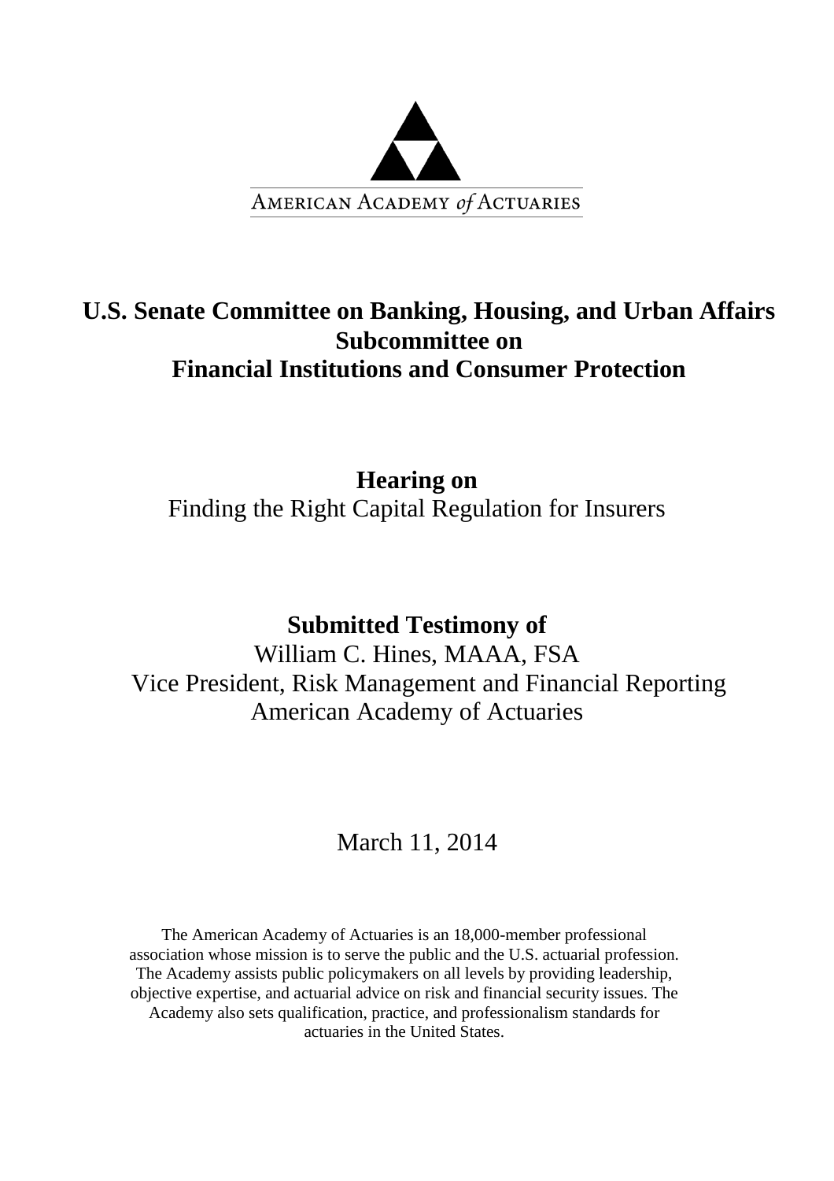AMERICAN ACADEMY *of* ACTUARIES

# U.S. Senate Committee on Banking, Housing, and Urban Affairs Subcommittee on Financial Institutions and Consumer Protection

## Hearing on

Finding the Right Capital Regulation for Insurers

## Submitted Testimony of

William C. Hines, MAAA, FSA
Vice President, Risk Management and Financial Reporting
American Academy of Actuaries

March 11, 2014

The American Academy of Actuaries is an 18,000-member professional association whose mission is to serve the public and the U.S. actuarial profession. The Academy assists public policymakers on all levels by providing leadership, objective expertise, and actuarial advice on risk and financial security issues. The Academy also sets qualification, practice, and professionalism standards for actuaries in the United States.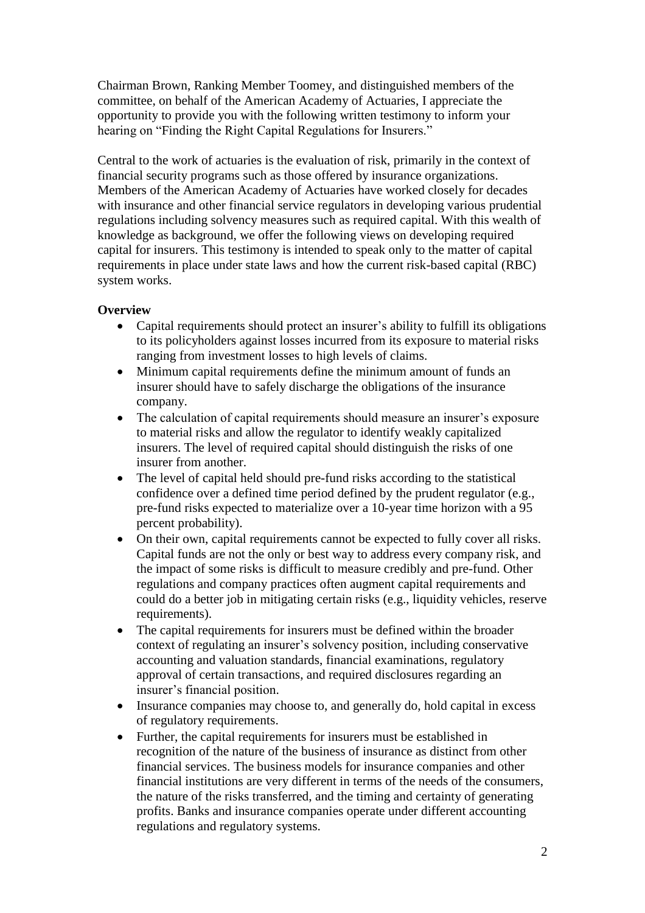Chairman Brown, Ranking Member Toomey, and distinguished members of the committee, on behalf of the American Academy of Actuaries, I appreciate the opportunity to provide you with the following written testimony to inform your hearing on "Finding the Right Capital Regulations for Insurers."

Central to the work of actuaries is the evaluation of risk, primarily in the context of financial security programs such as those offered by insurance organizations. Members of the American Academy of Actuaries have worked closely for decades with insurance and other financial service regulators in developing various prudential regulations including solvency measures such as required capital. With this wealth of knowledge as background, we offer the following views on developing required capital for insurers. This testimony is intended to speak only to the matter of capital requirements in place under state laws and how the current risk-based capital (RBC) system works.

**Overview**

- Capital requirements should protect an insurer's ability to fulfill its obligations to its policyholders against losses incurred from its exposure to material risks ranging from investment losses to high levels of claims.
- Minimum capital requirements define the minimum amount of funds an insurer should have to safely discharge the obligations of the insurance company.
- The calculation of capital requirements should measure an insurer's exposure to material risks and allow the regulator to identify weakly capitalized insurers. The level of required capital should distinguish the risks of one insurer from another.
- The level of capital held should pre-fund risks according to the statistical confidence over a defined time period defined by the prudent regulator (e.g., pre-fund risks expected to materialize over a 10-year time horizon with a 95 percent probability).
- On their own, capital requirements cannot be expected to fully cover all risks. Capital funds are not the only or best way to address every company risk, and the impact of some risks is difficult to measure credibly and pre-fund. Other regulations and company practices often augment capital requirements and could do a better job in mitigating certain risks (e.g., liquidity vehicles, reserve requirements).
- The capital requirements for insurers must be defined within the broader context of regulating an insurer's solvency position, including conservative accounting and valuation standards, financial examinations, regulatory approval of certain transactions, and required disclosures regarding an insurer's financial position.
- Insurance companies may choose to, and generally do, hold capital in excess of regulatory requirements.
- Further, the capital requirements for insurers must be established in recognition of the nature of the business of insurance as distinct from other financial services. The business models for insurance companies and other financial institutions are very different in terms of the needs of the consumers, the nature of the risks transferred, and the timing and certainty of generating profits. Banks and insurance companies operate under different accounting regulations and regulatory systems.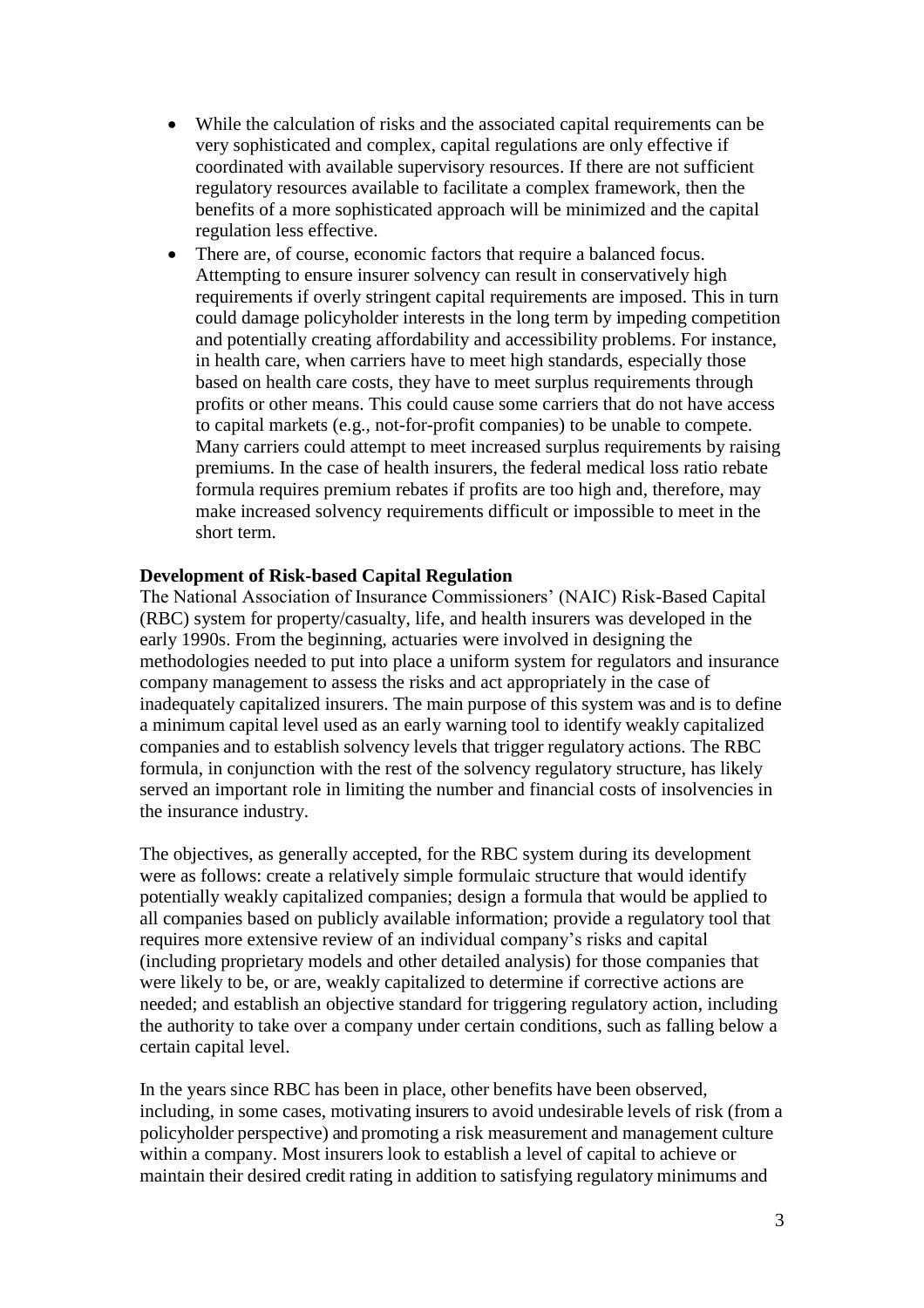- While the calculation of risks and the associated capital requirements can be very sophisticated and complex, capital regulations are only effective if coordinated with available supervisory resources. If there are not sufficient regulatory resources available to facilitate a complex framework, then the benefits of a more sophisticated approach will be minimized and the capital regulation less effective.
- There are, of course, economic factors that require a balanced focus. Attempting to ensure insurer solvency can result in conservatively high requirements if overly stringent capital requirements are imposed. This in turn could damage policyholder interests in the long term by impeding competition and potentially creating affordability and accessibility problems. For instance, in health care, when carriers have to meet high standards, especially those based on health care costs, they have to meet surplus requirements through profits or other means. This could cause some carriers that do not have access to capital markets (e.g., not-for-profit companies) to be unable to compete. Many carriers could attempt to meet increased surplus requirements by raising premiums. In the case of health insurers, the federal medical loss ratio rebate formula requires premium rebates if profits are too high and, therefore, may make increased solvency requirements difficult or impossible to meet in the short term.

**Development of Risk-based Capital Regulation**

The National Association of Insurance Commissioners' (NAIC) Risk-Based Capital (RBC) system for property/casualty, life, and health insurers was developed in the early 1990s. From the beginning, actuaries were involved in designing the methodologies needed to put into place a uniform system for regulators and insurance company management to assess the risks and act appropriately in the case of inadequately capitalized insurers. The main purpose of this system was and is to define a minimum capital level used as an early warning tool to identify weakly capitalized companies and to establish solvency levels that trigger regulatory actions. The RBC formula, in conjunction with the rest of the solvency regulatory structure, has likely served an important role in limiting the number and financial costs of insolvencies in the insurance industry.

The objectives, as generally accepted, for the RBC system during its development were as follows: create a relatively simple formulaic structure that would identify potentially weakly capitalized companies; design a formula that would be applied to all companies based on publicly available information; provide a regulatory tool that requires more extensive review of an individual company's risks and capital (including proprietary models and other detailed analysis) for those companies that were likely to be, or are, weakly capitalized to determine if corrective actions are needed; and establish an objective standard for triggering regulatory action, including the authority to take over a company under certain conditions, such as falling below a certain capital level.

In the years since RBC has been in place, other benefits have been observed, including, in some cases, motivating insurers to avoid undesirable levels of risk (from a policyholder perspective) and promoting a risk measurement and management culture within a company. Most insurers look to establish a level of capital to achieve or maintain their desired credit rating in addition to satisfying regulatory minimums and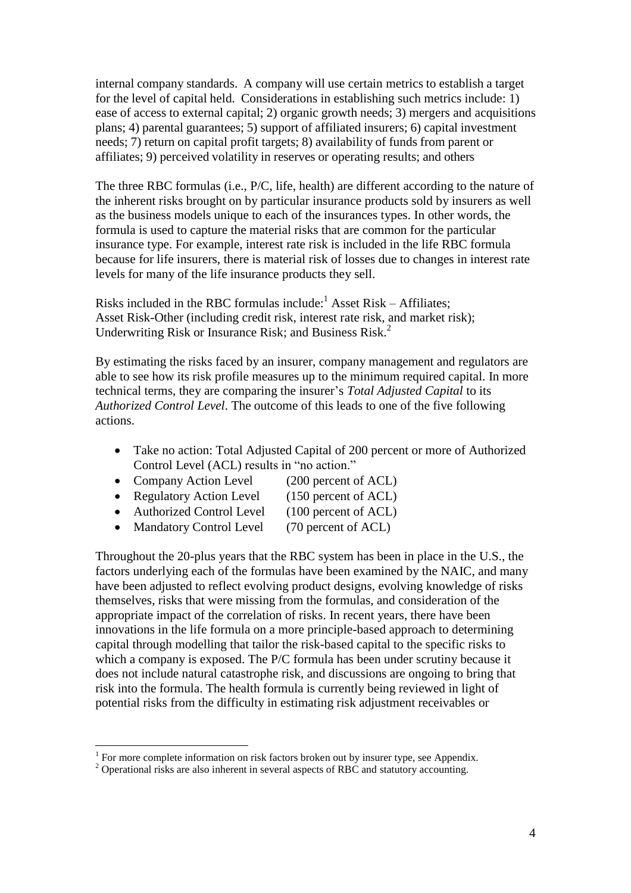internal company standards. A company will use certain metrics to establish a target for the level of capital held. Considerations in establishing such metrics include: 1) ease of access to external capital; 2) organic growth needs; 3) mergers and acquisitions plans; 4) parental guarantees; 5) support of affiliated insurers; 6) capital investment needs; 7) return on capital profit targets; 8) availability of funds from parent or affiliates; 9) perceived volatility in reserves or operating results; and others

The three RBC formulas (i.e., P/C, life, health) are different according to the nature of the inherent risks brought on by particular insurance products sold by insurers as well as the business models unique to each of the insurances types. In other words, the formula is used to capture the material risks that are common for the particular insurance type. For example, interest rate risk is included in the life RBC formula because for life insurers, there is material risk of losses due to changes in interest rate levels for many of the life insurance products they sell.

Risks included in the RBC formulas include:[1] Asset Risk – Affiliates; Asset Risk-Other (including credit risk, interest rate risk, and market risk); Underwriting Risk or Insurance Risk; and Business Risk.[2]

By estimating the risks faced by an insurer, company management and regulators are able to see how its risk profile measures up to the minimum required capital. In more technical terms, they are comparing the insurer's *Total Adjusted Capital* to its *Authorized Control Level*. The outcome of this leads to one of the five following actions.

- Take no action: Total Adjusted Capital of 200 percent or more of Authorized Control Level (ACL) results in "no action."
- Company Action Level (200 percent of ACL)
- Regulatory Action Level (150 percent of ACL)
- Authorized Control Level (100 percent of ACL)
- Mandatory Control Level (70 percent of ACL)

Throughout the 20-plus years that the RBC system has been in place in the U.S., the factors underlying each of the formulas have been examined by the NAIC, and many have been adjusted to reflect evolving product designs, evolving knowledge of risks themselves, risks that were missing from the formulas, and consideration of the appropriate impact of the correlation of risks. In recent years, there have been innovations in the life formula on a more principle-based approach to determining capital through modelling that tailor the risk-based capital to the specific risks to which a company is exposed. The P/C formula has been under scrutiny because it does not include natural catastrophe risk, and discussions are ongoing to bring that risk into the formula. The health formula is currently being reviewed in light of potential risks from the difficulty in estimating risk adjustment receivables or

---

[1] For more complete information on risk factors broken out by insurer type, see Appendix.

[2] Operational risks are also inherent in several aspects of RBC and statutory accounting.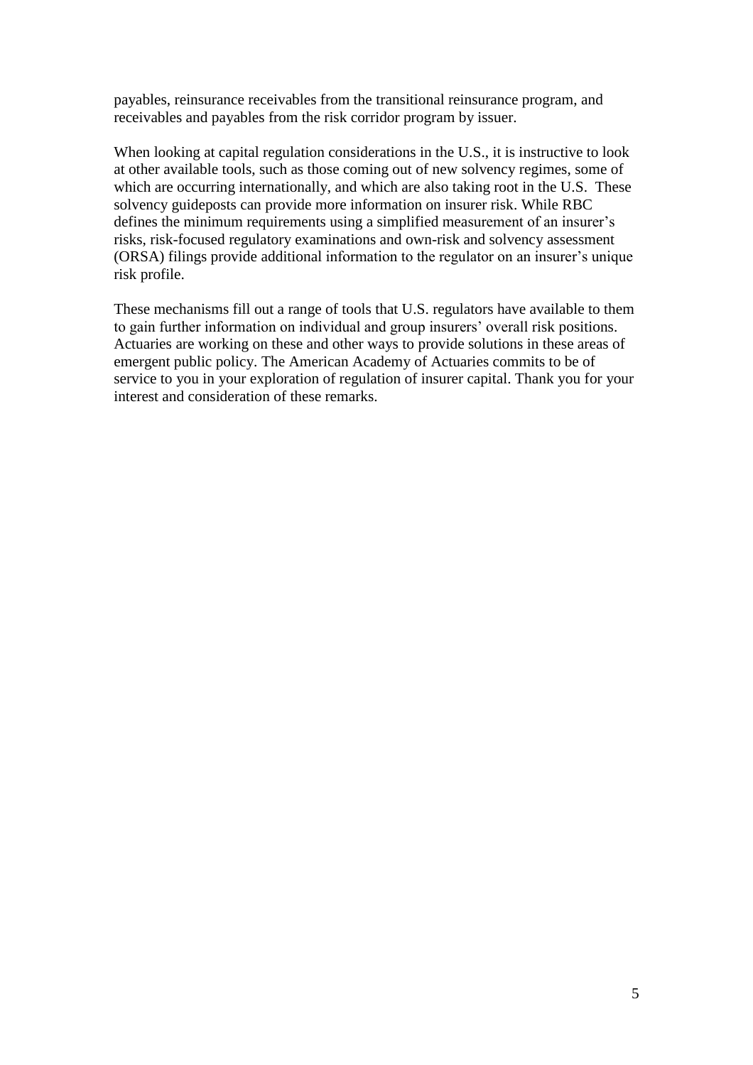payables, reinsurance receivables from the transitional reinsurance program, and receivables and payables from the risk corridor program by issuer.

When looking at capital regulation considerations in the U.S., it is instructive to look at other available tools, such as those coming out of new solvency regimes, some of which are occurring internationally, and which are also taking root in the U.S. These solvency guideposts can provide more information on insurer risk. While RBC defines the minimum requirements using a simplified measurement of an insurer's risks, risk-focused regulatory examinations and own-risk and solvency assessment (ORSA) filings provide additional information to the regulator on an insurer's unique risk profile.

These mechanisms fill out a range of tools that U.S. regulators have available to them to gain further information on individual and group insurers' overall risk positions. Actuaries are working on these and other ways to provide solutions in these areas of emergent public policy. The American Academy of Actuaries commits to be of service to you in your exploration of regulation of insurer capital. Thank you for your interest and consideration of these remarks.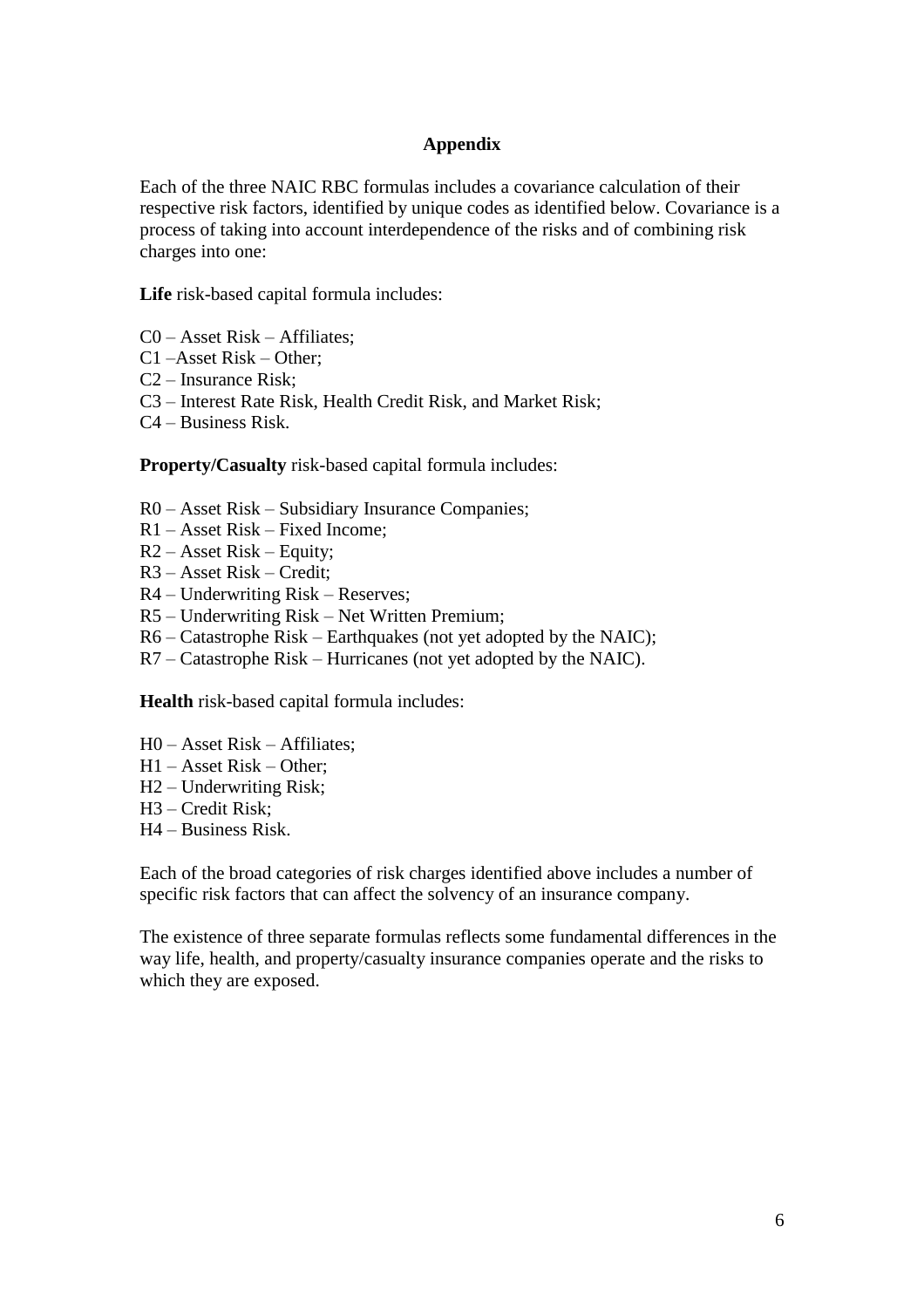# Appendix

Each of the three NAIC RBC formulas includes a covariance calculation of their respective risk factors, identified by unique codes as identified below. Covariance is a process of taking into account interdependence of the risks and of combining risk charges into one:

**Life** risk-based capital formula includes:

C0 – Asset Risk – Affiliates;
C1 –Asset Risk – Other;
C2 – Insurance Risk;
C3 – Interest Rate Risk, Health Credit Risk, and Market Risk;
C4 – Business Risk.

**Property/Casualty** risk-based capital formula includes:

R0 – Asset Risk – Subsidiary Insurance Companies;
R1 – Asset Risk – Fixed Income;
R2 – Asset Risk – Equity;
R3 – Asset Risk – Credit;
R4 – Underwriting Risk – Reserves;
R5 – Underwriting Risk – Net Written Premium;
R6 – Catastrophe Risk – Earthquakes (not yet adopted by the NAIC);
R7 – Catastrophe Risk – Hurricanes (not yet adopted by the NAIC).

**Health** risk-based capital formula includes:

H0 – Asset Risk – Affiliates;
H1 – Asset Risk – Other;
H2 – Underwriting Risk;
H3 – Credit Risk;
H4 – Business Risk.

Each of the broad categories of risk charges identified above includes a number of specific risk factors that can affect the solvency of an insurance company.

The existence of three separate formulas reflects some fundamental differences in the way life, health, and property/casualty insurance companies operate and the risks to which they are exposed.